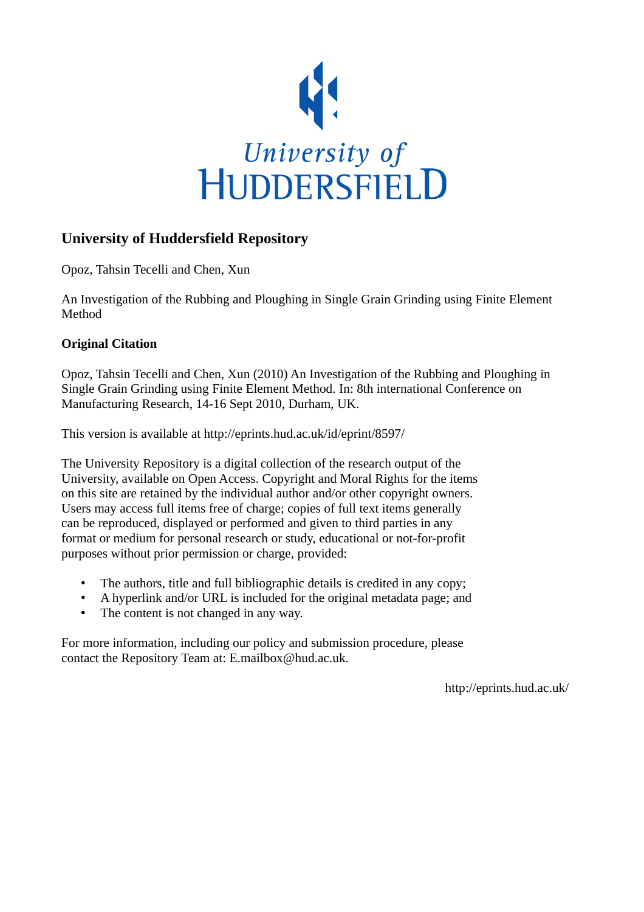# University of Huddersfield Repository

Opoz, Tahsin Tecelli and Chen, Xun

An Investigation of the Rubbing and Ploughing in Single Grain Grinding using Finite Element Method

## Original Citation

Opoz, Tahsin Tecelli and Chen, Xun (2010) An Investigation of the Rubbing and Ploughing in Single Grain Grinding using Finite Element Method. In: 8th international Conference on Manufacturing Research, 14-16 Sept 2010, Durham, UK.

This version is available at http://eprints.hud.ac.uk/id/eprint/8597/

The University Repository is a digital collection of the research output of the University, available on Open Access. Copyright and Moral Rights for the items on this site are retained by the individual author and/or other copyright owners. Users may access full items free of charge; copies of full text items generally can be reproduced, displayed or performed and given to third parties in any format or medium for personal research or study, educational or not-for-profit purposes without prior permission or charge, provided:

- The authors, title and full bibliographic details is credited in any copy;
- A hyperlink and/or URL is included for the original metadata page; and
- The content is not changed in any way.

For more information, including our policy and submission procedure, please contact the Repository Team at: E.mailbox@hud.ac.uk.

http://eprints.hud.ac.uk/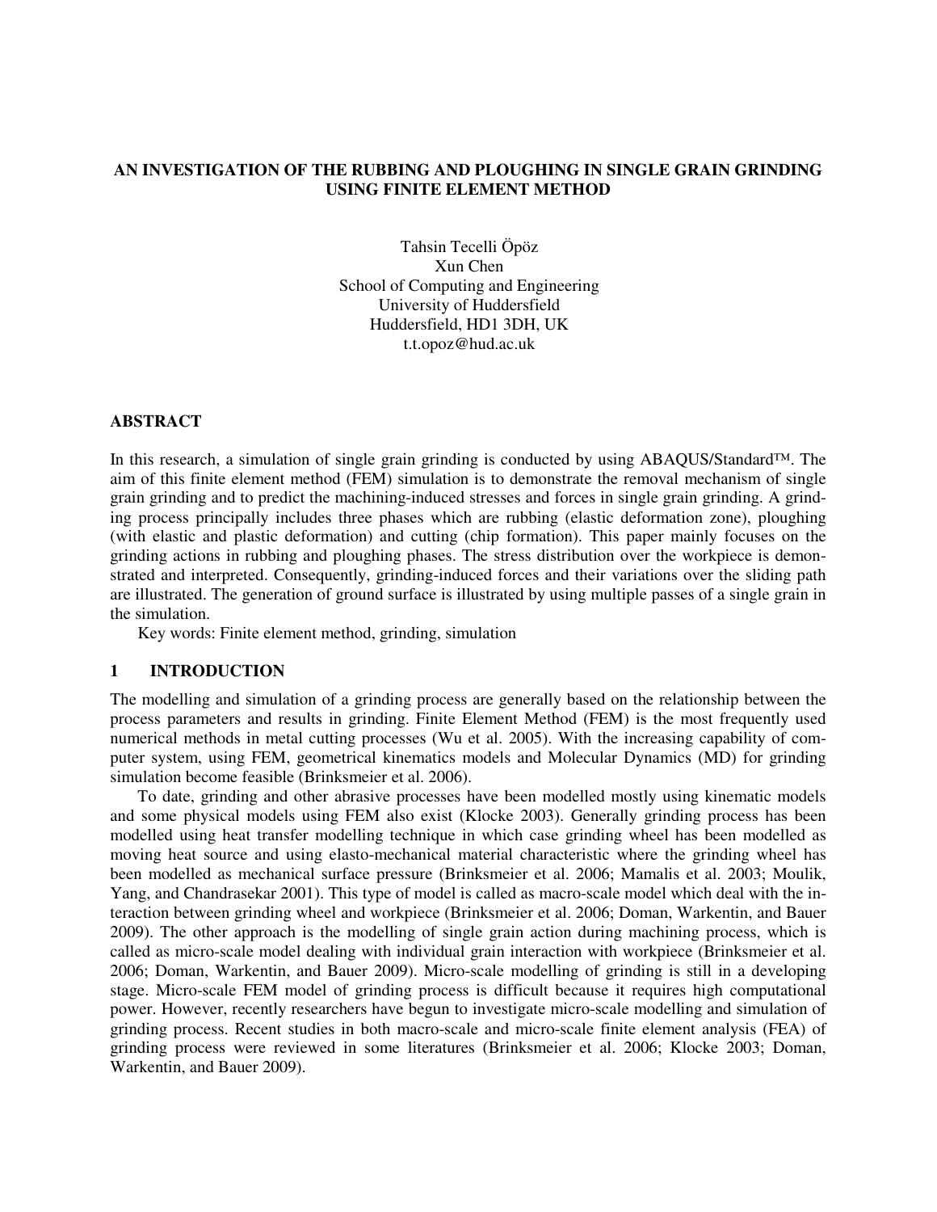# AN INVESTIGATION OF THE RUBBING AND PLOUGHING IN SINGLE GRAIN GRINDING USING FINITE ELEMENT METHOD

Tahsin Tecelli Öpöz
Xun Chen
School of Computing and Engineering
University of Huddersfield
Huddersfield, HD1 3DH, UK
t.t.opoz@hud.ac.uk

## ABSTRACT

In this research, a simulation of single grain grinding is conducted by using ABAQUS/Standard™. The aim of this finite element method (FEM) simulation is to demonstrate the removal mechanism of single grain grinding and to predict the machining-induced stresses and forces in single grain grinding. A grinding process principally includes three phases which are rubbing (elastic deformation zone), ploughing (with elastic and plastic deformation) and cutting (chip formation). This paper mainly focuses on the grinding actions in rubbing and ploughing phases. The stress distribution over the workpiece is demonstrated and interpreted. Consequently, grinding-induced forces and their variations over the sliding path are illustrated. The generation of ground surface is illustrated by using multiple passes of a single grain in the simulation.

Key words: Finite element method, grinding, simulation

## 1 INTRODUCTION

The modelling and simulation of a grinding process are generally based on the relationship between the process parameters and results in grinding. Finite Element Method (FEM) is the most frequently used numerical methods in metal cutting processes (Wu et al. 2005). With the increasing capability of computer system, using FEM, geometrical kinematics models and Molecular Dynamics (MD) for grinding simulation become feasible (Brinksmeier et al. 2006).

To date, grinding and other abrasive processes have been modelled mostly using kinematic models and some physical models using FEM also exist (Klocke 2003). Generally grinding process has been modelled using heat transfer modelling technique in which case grinding wheel has been modelled as moving heat source and using elasto-mechanical material characteristic where the grinding wheel has been modelled as mechanical surface pressure (Brinksmeier et al. 2006; Mamalis et al. 2003; Moulik, Yang, and Chandrasekar 2001). This type of model is called as macro-scale model which deal with the interaction between grinding wheel and workpiece (Brinksmeier et al. 2006; Doman, Warkentin, and Bauer 2009). The other approach is the modelling of single grain action during machining process, which is called as micro-scale model dealing with individual grain interaction with workpiece (Brinksmeier et al. 2006; Doman, Warkentin, and Bauer 2009). Micro-scale modelling of grinding is still in a developing stage. Micro-scale FEM model of grinding process is difficult because it requires high computational power. However, recently researchers have begun to investigate micro-scale modelling and simulation of grinding process. Recent studies in both macro-scale and micro-scale finite element analysis (FEA) of grinding process were reviewed in some literatures (Brinksmeier et al. 2006; Klocke 2003; Doman, Warkentin, and Bauer 2009).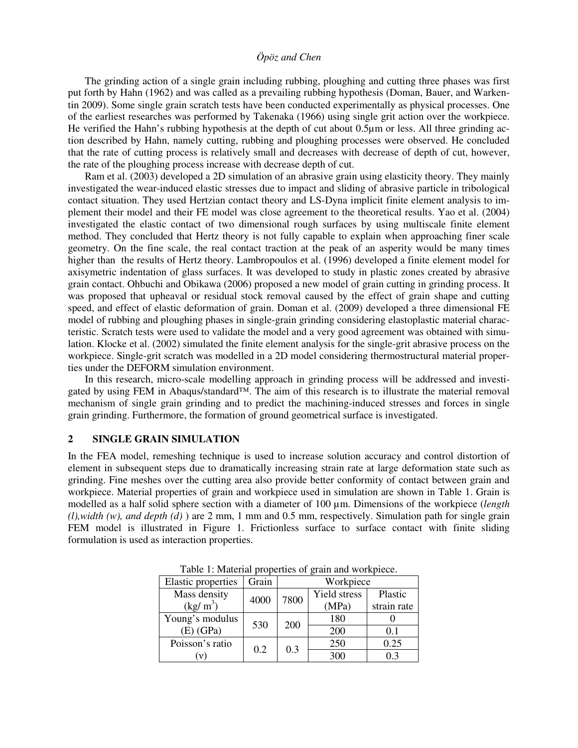The grinding action of a single grain including rubbing, ploughing and cutting three phases was first put forth by Hahn (1962) and was called as a prevailing rubbing hypothesis (Doman, Bauer, and Warkentin 2009). Some single grain scratch tests have been conducted experimentally as physical processes. One of the earliest researches was performed by Takenaka (1966) using single grit action over the workpiece. He verified the Hahn's rubbing hypothesis at the depth of cut about 0.5µm or less. All three grinding action described by Hahn, namely cutting, rubbing and ploughing processes were observed. He concluded that the rate of cutting process is relatively small and decreases with decrease of depth of cut, however, the rate of the ploughing process increase with decrease depth of cut.

Ram et al. (2003) developed a 2D simulation of an abrasive grain using elasticity theory. They mainly investigated the wear-induced elastic stresses due to impact and sliding of abrasive particle in tribological contact situation. They used Hertzian contact theory and LS-Dyna implicit finite element analysis to implement their model and their FE model was close agreement to the theoretical results. Yao et al. (2004) investigated the elastic contact of two dimensional rough surfaces by using multiscale finite element method. They concluded that Hertz theory is not fully capable to explain when approaching finer scale geometry. On the fine scale, the real contact traction at the peak of an asperity would be many times higher than the results of Hertz theory. Lambropoulos et al. (1996) developed a finite element model for axisymetric indentation of glass surfaces. It was developed to study in plastic zones created by abrasive grain contact. Ohbuchi and Obikawa (2006) proposed a new model of grain cutting in grinding process. It was proposed that upheaval or residual stock removal caused by the effect of grain shape and cutting speed, and effect of elastic deformation of grain. Doman et al. (2009) developed a three dimensional FE model of rubbing and ploughing phases in single-grain grinding considering elastoplastic material characteristic. Scratch tests were used to validate the model and a very good agreement was obtained with simulation. Klocke et al. (2002) simulated the finite element analysis for the single-grit abrasive process on the workpiece. Single-grit scratch was modelled in a 2D model considering thermostructural material properties under the DEFORM simulation environment.

In this research, micro-scale modelling approach in grinding process will be addressed and investigated by using FEM in Abaqus/standard™. The aim of this research is to illustrate the material removal mechanism of single grain grinding and to predict the machining-induced stresses and forces in single grain grinding. Furthermore, the formation of ground geometrical surface is investigated.

## 2 SINGLE GRAIN SIMULATION

In the FEA model, remeshing technique is used to increase solution accuracy and control distortion of element in subsequent steps due to dramatically increasing strain rate at large deformation state such as grinding. Fine meshes over the cutting area also provide better conformity of contact between grain and workpiece. Material properties of grain and workpiece used in simulation are shown in Table 1. Grain is modelled as a half solid sphere section with a diameter of 100 µm. Dimensions of the workpiece (*length (l),width (w), and depth (d)* ) are 2 mm, 1 mm and 0.5 mm, respectively. Simulation path for single grain FEM model is illustrated in Figure 1. Frictionless surface to surface contact with finite sliding formulation is used as interaction properties.

Table 1: Material properties of grain and workpiece.

| Elastic properties | Grain | Workpiece | | |
|---|---|---|---|---|
| | | | Yield stress (MPa) | Plastic strain rate |
| Mass density ($kg/m^3$) | 4000 | 7800 | 180 | 0 |
| | | | 200 | 0.1 |
| Young's modulus (E) (GPa) | 530 | 200 | 250 | 0.25 |
| Poisson's ratio (v) | 0.2 | 0.3 | 300 | 0.3 |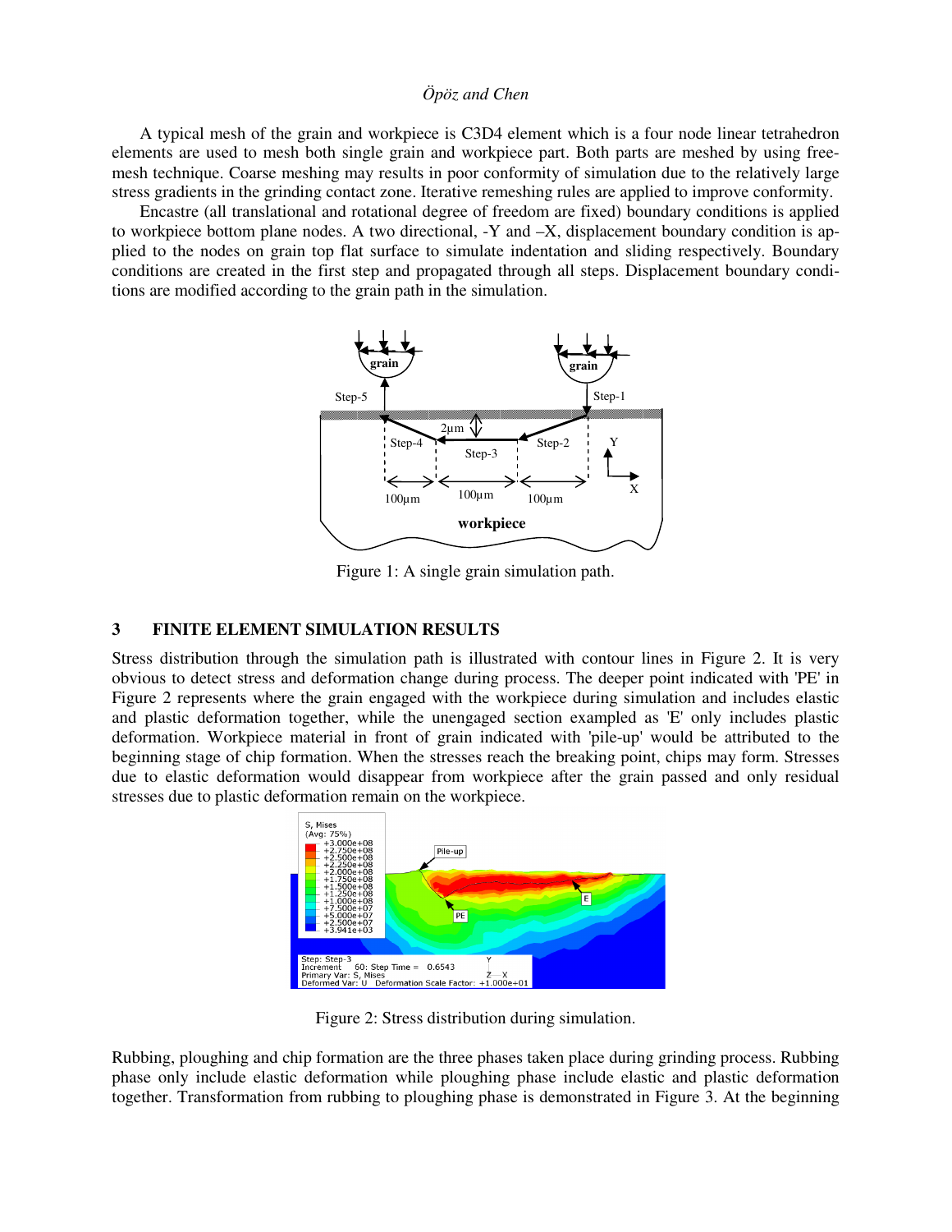A typical mesh of the grain and workpiece is C3D4 element which is a four node linear tetrahedron elements are used to mesh both single grain and workpiece part. Both parts are meshed by using free-mesh technique. Coarse meshing may results in poor conformity of simulation due to the relatively large stress gradients in the grinding contact zone. Iterative remeshing rules are applied to improve conformity.

Encastre (all translational and rotational degree of freedom are fixed) boundary conditions is applied to workpiece bottom plane nodes. A two directional, -Y and –X, displacement boundary condition is applied to the nodes on grain top flat surface to simulate indentation and sliding respectively. Boundary conditions are created in the first step and propagated through all steps. Displacement boundary conditions are modified according to the grain path in the simulation.

Figure 1: A single grain simulation path.

## 3 FINITE ELEMENT SIMULATION RESULTS

Stress distribution through the simulation path is illustrated with contour lines in Figure 2. It is very obvious to detect stress and deformation change during process. The deeper point indicated with 'PE' in Figure 2 represents where the grain engaged with the workpiece during simulation and includes elastic and plastic deformation together, while the unengaged section exampled as 'E' only includes plastic deformation. Workpiece material in front of grain indicated with 'pile-up' would be attributed to the beginning stage of chip formation. When the stresses reach the breaking point, chips may form. Stresses due to elastic deformation would disappear from workpiece after the grain passed and only residual stresses due to plastic deformation remain on the workpiece.

Figure 2: Stress distribution during simulation.

Rubbing, ploughing and chip formation are the three phases taken place during grinding process. Rubbing phase only include elastic deformation while ploughing phase include elastic and plastic deformation together. Transformation from rubbing to ploughing phase is demonstrated in Figure 3. At the beginning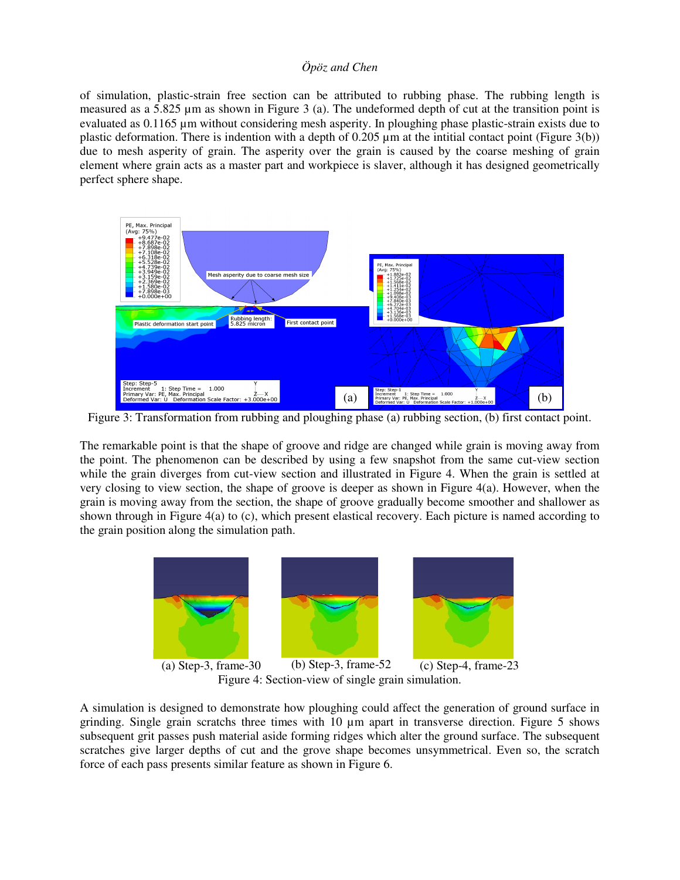of simulation, plastic-strain free section can be attributed to rubbing phase. The rubbing length is measured as a 5.825 µm as shown in Figure 3 (a). The undeformed depth of cut at the transition point is evaluated as 0.1165 µm without considering mesh asperity. In ploughing phase plastic-strain exists due to plastic deformation. There is indention with a depth of 0.205 µm at the intitial contact point (Figure 3(b)) due to mesh asperity of grain. The asperity over the grain is caused by the coarse meshing of grain element where grain acts as a master part and workpiece is slaver, although it has designed geometrically perfect sphere shape.

Figure 3: Transformation from rubbing and ploughing phase (a) rubbing section, (b) first contact point.

The remarkable point is that the shape of groove and ridge are changed while grain is moving away from the point. The phenomenon can be described by using a few snapshot from the same cut-view section while the grain diverges from cut-view section and illustrated in Figure 4. When the grain is settled at very closing to view section, the shape of groove is deeper as shown in Figure 4(a). However, when the grain is moving away from the section, the shape of groove gradually become smoother and shallower as shown through in Figure 4(a) to (c), which present elastical recovery. Each picture is named according to the grain position along the simulation path.

(a) Step-3, frame-30 (b) Step-3, frame-52 (c) Step-4, frame-23

Figure 4: Section-view of single grain simulation.

A simulation is designed to demonstrate how ploughing could affect the generation of ground surface in grinding. Single grain scratchs three times with 10 µm apart in transverse direction. Figure 5 shows subsequent grit passes push material aside forming ridges which alter the ground surface. The subsequent scratches give larger depths of cut and the grove shape becomes unsymmetrical. Even so, the scratch force of each pass presents similar feature as shown in Figure 6.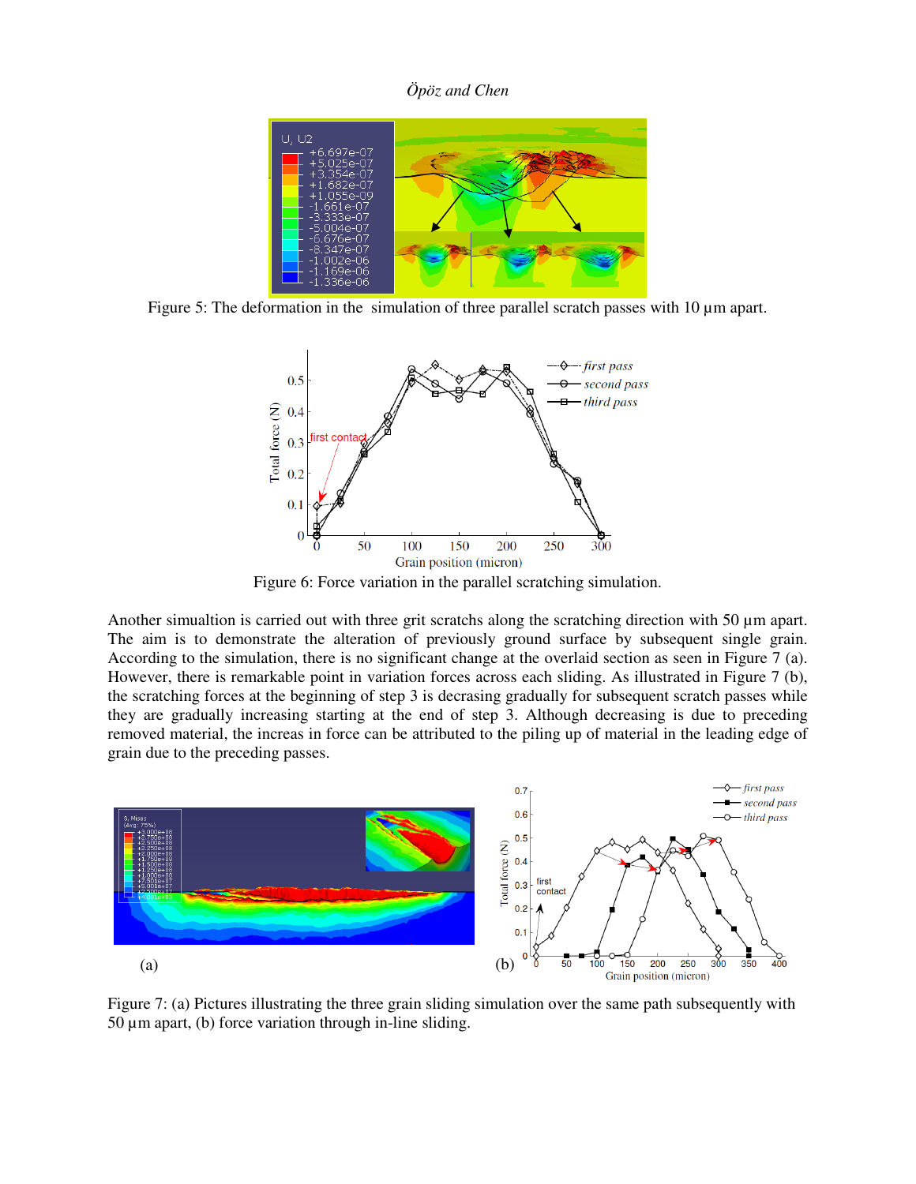Figure 5: The deformation in the  simulation of three parallel scratch passes with 10 µm apart.

Figure 6: Force variation in the parallel scratching simulation.

Another simualtion is carried out with three grit scratchs along the scratching direction with 50 µm apart. The aim is to demonstrate the alteration of previously ground surface by subsequent single grain. According to the simulation, there is no significant change at the overlaid section as seen in Figure 7 (a). However, there is remarkable point in variation forces across each sliding. As illustrated in Figure 7 (b), the scratching forces at the beginning of step 3 is decrasing gradually for subsequent scratch passes while they are gradually increasing starting at the end of step 3. Although decreasing is due to preceding removed material, the increas in force can be attributed to the piling up of material in the leading edge of grain due to the preceding passes.

Figure 7: (a) Pictures illustrating the three grain sliding simulation over the same path subsequently with 50 µm apart, (b) force variation through in-line sliding.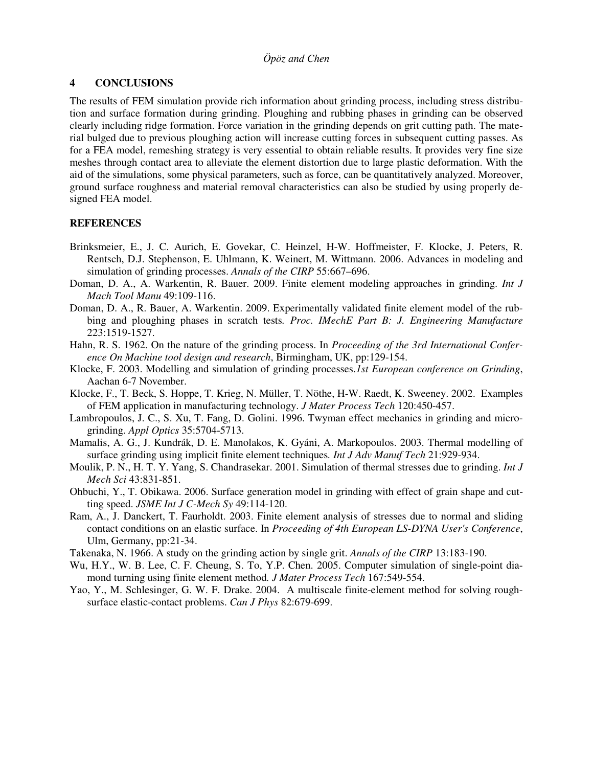## 4 CONCLUSIONS

The results of FEM simulation provide rich information about grinding process, including stress distribution and surface formation during grinding. Ploughing and rubbing phases in grinding can be observed clearly including ridge formation. Force variation in the grinding depends on grit cutting path. The material bulged due to previous ploughing action will increase cutting forces in subsequent cutting passes. As for a FEA model, remeshing strategy is very essential to obtain reliable results. It provides very fine size meshes through contact area to alleviate the element distortion due to large plastic deformation. With the aid of the simulations, some physical parameters, such as force, can be quantitatively analyzed. Moreover, ground surface roughness and material removal characteristics can also be studied by using properly designed FEA model.

## REFERENCES

Brinksmeier, E., J. C. Aurich, E. Govekar, C. Heinzel, H-W. Hoffmeister, F. Klocke, J. Peters, R. Rentsch, D.J. Stephenson, E. Uhlmann, K. Weinert, M. Wittmann. 2006. Advances in modeling and simulation of grinding processes. *Annals of the CIRP* 55:667–696.

Doman, D. A., A. Warkentin, R. Bauer. 2009. Finite element modeling approaches in grinding. *Int J Mach Tool Manu* 49:109-116.

Doman, D. A., R. Bauer, A. Warkentin. 2009. Experimentally validated finite element model of the rubbing and ploughing phases in scratch tests*. Proc. IMechE Part B: J. Engineering Manufacture* 223:1519-1527.

Hahn, R. S. 1962. On the nature of the grinding process. In *Proceeding of the 3rd International Conference On Machine tool design and research*, Birmingham, UK, pp:129-154.

Klocke, F. 2003. Modelling and simulation of grinding processes.*1st European conference on Grinding*, Aachan 6-7 November.

Klocke, F., T. Beck, S. Hoppe, T. Krieg, N. Müller, T. Nöthe, H-W. Raedt, K. Sweeney. 2002. Examples of FEM application in manufacturing technology. *J Mater Process Tech* 120:450-457.

Lambropoulos, J. C., S. Xu, T. Fang, D. Golini. 1996. Twyman effect mechanics in grinding and microgrinding. *Appl Optics* 35:5704-5713.

Mamalis, A. G., J. Kundrák, D. E. Manolakos, K. Gyáni, A. Markopoulos. 2003. Thermal modelling of surface grinding using implicit finite element techniques*. Int J Adv Manuf Tech* 21:929-934.

Moulik, P. N., H. T. Y. Yang, S. Chandrasekar. 2001. Simulation of thermal stresses due to grinding. *Int J Mech Sci* 43:831-851.

Ohbuchi, Y., T. Obikawa. 2006. Surface generation model in grinding with effect of grain shape and cutting speed. *JSME Int J C-Mech Sy* 49:114-120.

Ram, A., J. Danckert, T. Faurholdt. 2003. Finite element analysis of stresses due to normal and sliding contact conditions on an elastic surface. In *Proceeding of 4th European LS-DYNA User's Conference*, Ulm, Germany, pp:21-34.

Takenaka, N. 1966. A study on the grinding action by single grit. *Annals of the CIRP* 13:183-190.

Wu, H.Y., W. B. Lee, C. F. Cheung, S. To, Y.P. Chen. 2005. Computer simulation of single-point diamond turning using finite element method*. J Mater Process Tech* 167:549-554.

Yao, Y., M. Schlesinger, G. W. F. Drake. 2004. A multiscale finite-element method for solving rough-surface elastic-contact problems. *Can J Phys* 82:679-699.